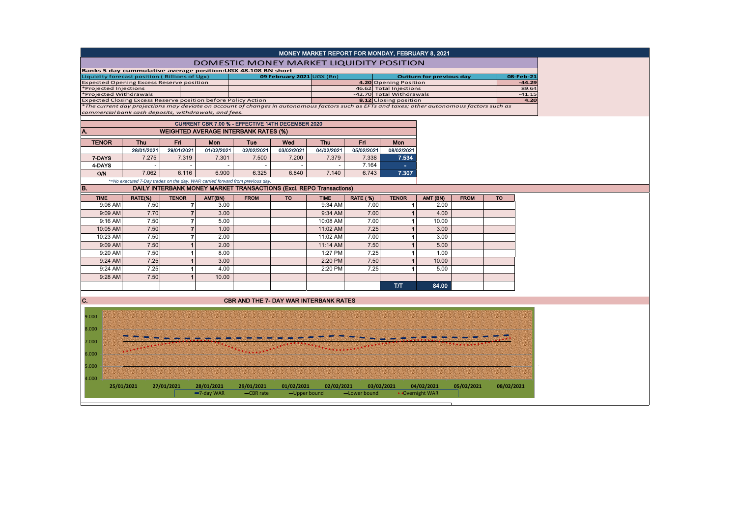# MONEY MARKET REPORT FOR MONDAY, FEBRUARY 8, 2021

## DOMESTIC MONEY MARKET LIQUIDITY POSITION

**Banks 5 day cummulative average position:UGX 48.108 BN short**

| Liquidity forecast position ( Billions of Ugx) | 09 February 2021 UGX (Bn) | Outturn for previous day | 08-Feb-21 |
|---|---|---|---|
| Expected Opening Excess Reserve position | 4.20 | Opening Position | -44.29 |
| *Projected Injections | 46.62 | Total Injections | 89.64 |
| *Projected Withdrawals | -42.70 | Total Withdrawals | -41.15 |
| Expected Closing Excess Reserve position before Policy Action | 8.12 | Closing position | 4.20 |

*\*The current day projections may deviate on account of changes in autonomous factors such as EFTs and taxes; other autonomous factors such as commercial bank cash deposits, withdrawals, and fees.*

**CURRENT CBR 7.00 % - EFFECTIVE 14TH DECEMBER 2020**

### A. WEIGHTED AVERAGE INTERBANK RATES (%)

| TENOR | Thu | Fri | Mon | Tue | Wed | Thu | Fri | Mon |
|---|---|---|---|---|---|---|---|---|
| | 28/01/2021 | 29/01/2021 | 01/02/2021 | 02/02/2021 | 03/02/2021 | 04/02/2021 | 05/02/2021 | 08/02/2021 |
| 7-DAYS | 7.275 | 7.319 | 7.301 | 7.500 | 7.200 | 7.379 | 7.338 | 7.534 |
| 4-DAYS | - | - | - | - | - | - | 7.164 | - |
| O/N | 7.062 | 6.116 | 6.900 | 6.325 | 6.840 | 7.140 | 6.743 | 7.307 |

*\*=No executed 7-Day trades on the day. WAR carried forward from previous day.*

### B. DAILY INTERBANK MONEY MARKET TRANSACTIONS (Excl. REPO Transactions)

| TIME | RATE(%) | TENOR | AMT(BN) | FROM | TO | TIME | RATE ( %) | TENOR | AMT (BN) | FROM | TO |
|---|---|---|---|---|---|---|---|---|---|---|---|
| 9:06 AM | 7.50 | 7 | 3.00 | | | 9:34 AM | 7.00 | 1 | 2.00 | | |
| 9:09 AM | 7.70 | 7 | 3.00 | | | 9:34 AM | 7.00 | 1 | 4.00 | | |
| 9:16 AM | 7.50 | 7 | 5.00 | | | 10:08 AM | 7.00 | 1 | 10.00 | | |
| 10:05 AM | 7.50 | 7 | 1.00 | | | 11:02 AM | 7.25 | 1 | 3.00 | | |
| 10:23 AM | 7.50 | 7 | 2.00 | | | 11:02 AM | 7.00 | 1 | 3.00 | | |
| 9:09 AM | 7.50 | 1 | 2.00 | | | 11:14 AM | 7.50 | 1 | 5.00 | | |
| 9:20 AM | 7.50 | 1 | 8.00 | | | 1:27 PM | 7.25 | 1 | 1.00 | | |
| 9:24 AM | 7.25 | 1 | 3.00 | | | 2:20 PM | 7.50 | 1 | 10.00 | | |
| 9:24 AM | 7.25 | 1 | 4.00 | | | 2:20 PM | 7.25 | 1 | 5.00 | | |
| 9:28 AM | 7.50 | 1 | 10.00 | | | | | | | | |
| | | | | | | | | T/T | 84.00 | | |

### C. CBR AND THE 7- DAY WAR INTERBANK RATES

Chart legend: 7-day WAR, CBR rate, Upper bound, Lower bound, Overnight WAR

Y-axis: 4.000, 5.000, 6.000, 7.000, 8.000, 9.000

X-axis: 25/01/2021, 27/01/2021, 28/01/2021, 29/01/2021, 01/02/2021, 02/02/2021, 03/02/2021, 04/02/2021, 05/02/2021, 08/02/2021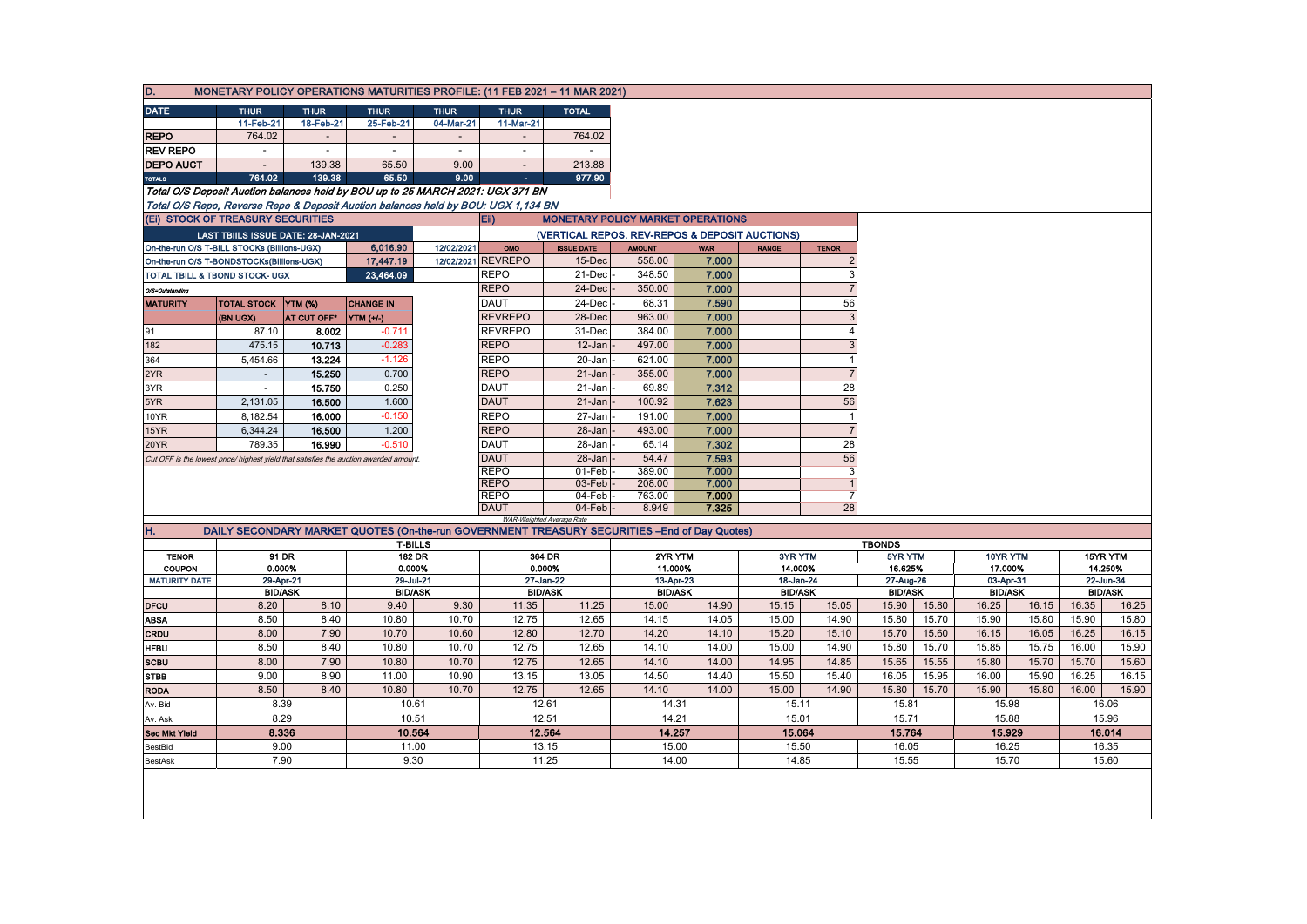## D. MONETARY POLICY OPERATIONS MATURITIES PROFILE: (11 FEB 2021 – 11 MAR 2021)

| DATE | THUR | THUR | THUR | THUR | THUR | TOTAL |
|---|---|---|---|---|---|---|
| | 11-Feb-21 | 18-Feb-21 | 25-Feb-21 | 04-Mar-21 | 11-Mar-21 | |
| REPO | 764.02 | - | - | - | - | 764.02 |
| REV REPO | - | - | - | - | - | - |
| DEPO AUCT | - | 139.38 | 65.50 | 9.00 | - | 213.88 |
| TOTALS | 764.02 | 139.38 | 65.50 | 9.00 | - | 977.90 |

*Total O/S Deposit Auction balances held by BOU up to 25 MARCH 2021: UGX 371 BN*

*Total O/S Repo, Reverse Repo & Deposit Auction balances held by BOU: UGX 1,134 BN*

## (Ei) STOCK OF TREASURY SECURITIES

| LAST TBIILS ISSUE DATE: 28-JAN-2021 | | | |
|---|---|---|---|
| On-the-run O/S T-BILL STOCKs (Billions-UGX) | | 6,016.90 | 12/02/2021 |
| On-the-run O/S T-BONDSTOCKs(Billions-UGX) | | 17,447.19 | 12/02/2021 |
| TOTAL TBILL & TBOND STOCK- UGX | | 23,464.09 | |

*O/S=Outstanding*

| MATURITY | TOTAL STOCK (BN UGX) | YTM (%) AT CUT OFF* | CHANGE IN YTM (+/-) |
|---|---|---|---|
| 91 | 87.10 | 8.002 | -0.711 |
| 182 | 475.15 | 10.713 | -0.283 |
| 364 | 5,454.66 | 13.224 | -1.126 |
| 2YR | - | 15.250 | 0.700 |
| 3YR | - | 15.750 | 0.250 |
| 5YR | 2,131.05 | 16.500 | 1.600 |
| 10YR | 8,182.54 | 16.000 | -0.150 |
| 15YR | 6,344.24 | 16.500 | 1.200 |
| 20YR | 789.35 | 16.990 | -0.510 |

*Cut OFF is the lowest price/ highest yield that satisfies the auction awarded amount.*

## Eii) MONETARY POLICY MARKET OPERATIONS

(VERTICAL REPOS, REV-REPOS & DEPOSIT AUCTIONS)

| OMO | ISSUE DATE | AMOUNT | WAR | RANGE | TENOR |
|---|---|---|---|---|---|
| REVREPO | 15-Dec | 558.00 | 7.000 | | 2 |
| REPO | 21-Dec | 348.50 | 7.000 | | 3 |
| REPO | 24-Dec | 350.00 | 7.000 | | 7 |
| DAUT | 24-Dec | 68.31 | 7.590 | | 56 |
| REVREPO | 28-Dec | 963.00 | 7.000 | | 3 |
| REVREPO | 31-Dec | 384.00 | 7.000 | | 4 |
| REPO | 12-Jan | 497.00 | 7.000 | | 3 |
| REPO | 20-Jan | 621.00 | 7.000 | | 1 |
| REPO | 21-Jan | 355.00 | 7.000 | | 7 |
| DAUT | 21-Jan | 69.89 | 7.312 | | 28 |
| DAUT | 21-Jan | 100.92 | 7.623 | | 56 |
| REPO | 27-Jan | 191.00 | 7.000 | | 1 |
| REPO | 28-Jan | 493.00 | 7.000 | | 7 |
| DAUT | 28-Jan | 65.14 | 7.302 | | 28 |
| DAUT | 28-Jan | 54.47 | 7.593 | | 56 |
| REPO | 01-Feb | 389.00 | 7.000 | | 3 |
| REPO | 03-Feb | 208.00 | 7.000 | | 1 |
| REPO | 04-Feb | 763.00 | 7.000 | | 7 |
| DAUT | 04-Feb | 8.949 | 7.325 | | 28 |

*WAR-Weighted Average Rate*

## H. DAILY SECONDARY MARKET QUOTES (On-the-run GOVERNMENT TREASURY SECURITIES –End of Day Quotes)

| | T-BILLS | | | | | | TBONDS | | | | | | | | | |
|---|---|---|---|---|---|---|---|---|---|---|---|---|---|---|---|---|
| TENOR | 91 DR | | 182 DR | | 364 DR | | 2YR YTM | | 3YR YTM | | 5YR YTM | | 10YR YTM | | 15YR YTM | |
| COUPON | 0.000% | | 0.000% | | 0.000% | | 11.000% | | 14.000% | | 16.625% | | 17.000% | | 14.250% | |
| MATURITY DATE | 29-Apr-21 | | 29-Jul-21 | | 27-Jan-22 | | 13-Apr-23 | | 18-Jan-24 | | 27-Aug-26 | | 03-Apr-31 | | 22-Jun-34 | |
| | BID/ASK | | BID/ASK | | BID/ASK | | BID/ASK | | BID/ASK | | BID/ASK | | BID/ASK | | BID/ASK | |
| DFCU | 8.20 | 8.10 | 9.40 | 9.30 | 11.35 | 11.25 | 15.00 | 14.90 | 15.15 | 15.05 | 15.90 | 15.80 | 16.25 | 16.15 | 16.35 | 16.25 |
| ABSA | 8.50 | 8.40 | 10.80 | 10.70 | 12.75 | 12.65 | 14.15 | 14.05 | 15.00 | 14.90 | 15.80 | 15.70 | 15.90 | 15.80 | 15.90 | 15.80 |
| CRDU | 8.00 | 7.90 | 10.70 | 10.60 | 12.80 | 12.70 | 14.20 | 14.10 | 15.20 | 15.10 | 15.70 | 15.60 | 16.15 | 16.05 | 16.25 | 16.15 |
| HFBU | 8.50 | 8.40 | 10.80 | 10.70 | 12.75 | 12.65 | 14.10 | 14.00 | 15.00 | 14.90 | 15.80 | 15.70 | 15.85 | 15.75 | 16.00 | 15.90 |
| SCBU | 8.00 | 7.90 | 10.80 | 10.70 | 12.75 | 12.65 | 14.10 | 14.00 | 14.95 | 14.85 | 15.65 | 15.55 | 15.80 | 15.70 | 15.70 | 15.60 |
| STBB | 9.00 | 8.90 | 11.00 | 10.90 | 13.15 | 13.05 | 14.50 | 14.40 | 15.50 | 15.40 | 16.05 | 15.95 | 16.00 | 15.90 | 16.25 | 16.15 |
| RODA | 8.50 | 8.40 | 10.80 | 10.70 | 12.75 | 12.65 | 14.10 | 14.00 | 15.00 | 14.90 | 15.80 | 15.70 | 15.90 | 15.80 | 16.00 | 15.90 |
| Av. Bid | 8.39 | | 10.61 | | 12.61 | | 14.31 | | 15.11 | | 15.81 | | 15.98 | | 16.06 | |
| Av. Ask | 8.29 | | 10.51 | | 12.51 | | 14.21 | | 15.01 | | 15.71 | | 15.88 | | 15.96 | |
| Sec Mkt Yield | 8.336 | | 10.564 | | 12.564 | | 14.257 | | 15.064 | | 15.764 | | 15.929 | | 16.014 | |
| BestBid | 9.00 | | 11.00 | | 13.15 | | 15.00 | | 15.50 | | 16.05 | | 16.25 | | 16.35 | |
| BestAsk | 7.90 | | 9.30 | | 11.25 | | 14.00 | | 14.85 | | 15.55 | | 15.70 | | 15.60 | |